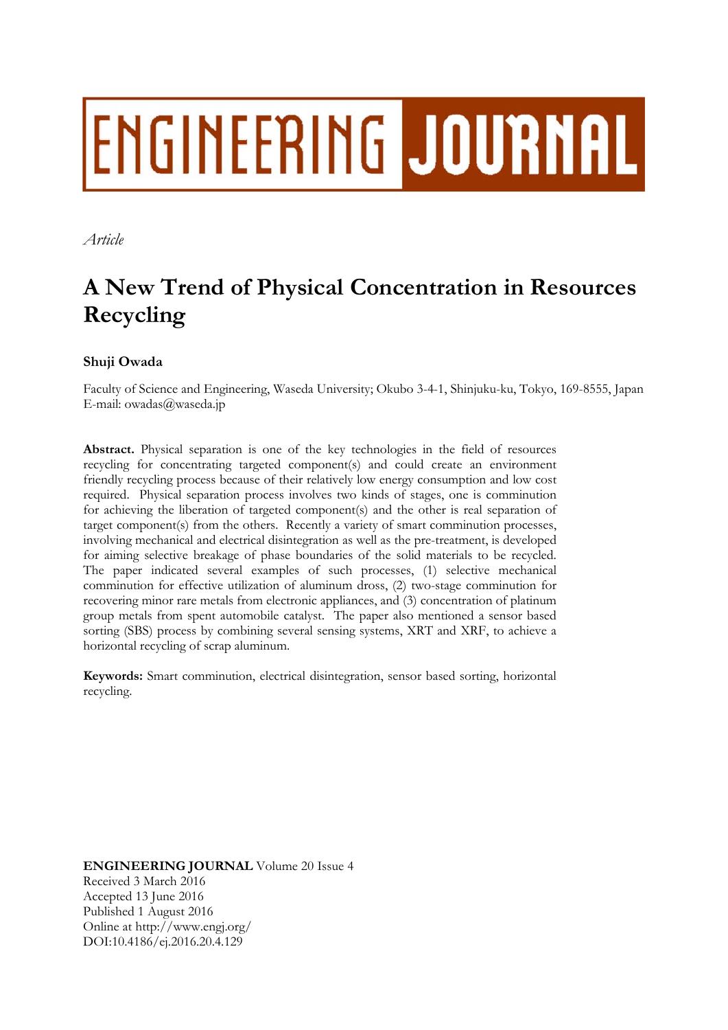ENGINEERING JOURNAL

*Article*

# A New Trend of Physical Concentration in Resources Recycling

**Shuji Owada**

Faculty of Science and Engineering, Waseda University; Okubo 3-4-1, Shinjuku-ku, Tokyo, 169-8555, Japan
E-mail: owadas@waseda.jp

**Abstract.** Physical separation is one of the key technologies in the field of resources recycling for concentrating targeted component(s) and could create an environment friendly recycling process because of their relatively low energy consumption and low cost required. Physical separation process involves two kinds of stages, one is comminution for achieving the liberation of targeted component(s) and the other is real separation of target component(s) from the others. Recently a variety of smart comminution processes, involving mechanical and electrical disintegration as well as the pre-treatment, is developed for aiming selective breakage of phase boundaries of the solid materials to be recycled. The paper indicated several examples of such processes, (1) selective mechanical comminution for effective utilization of aluminum dross, (2) two-stage comminution for recovering minor rare metals from electronic appliances, and (3) concentration of platinum group metals from spent automobile catalyst. The paper also mentioned a sensor based sorting (SBS) process by combining several sensing systems, XRT and XRF, to achieve a horizontal recycling of scrap aluminum.

**Keywords:** Smart comminution, electrical disintegration, sensor based sorting, horizontal recycling.

**ENGINEERING JOURNAL** Volume 20 Issue 4
Received 3 March 2016
Accepted 13 June 2016
Published 1 August 2016
Online at http://www.engj.org/
DOI:10.4186/ej.2016.20.4.129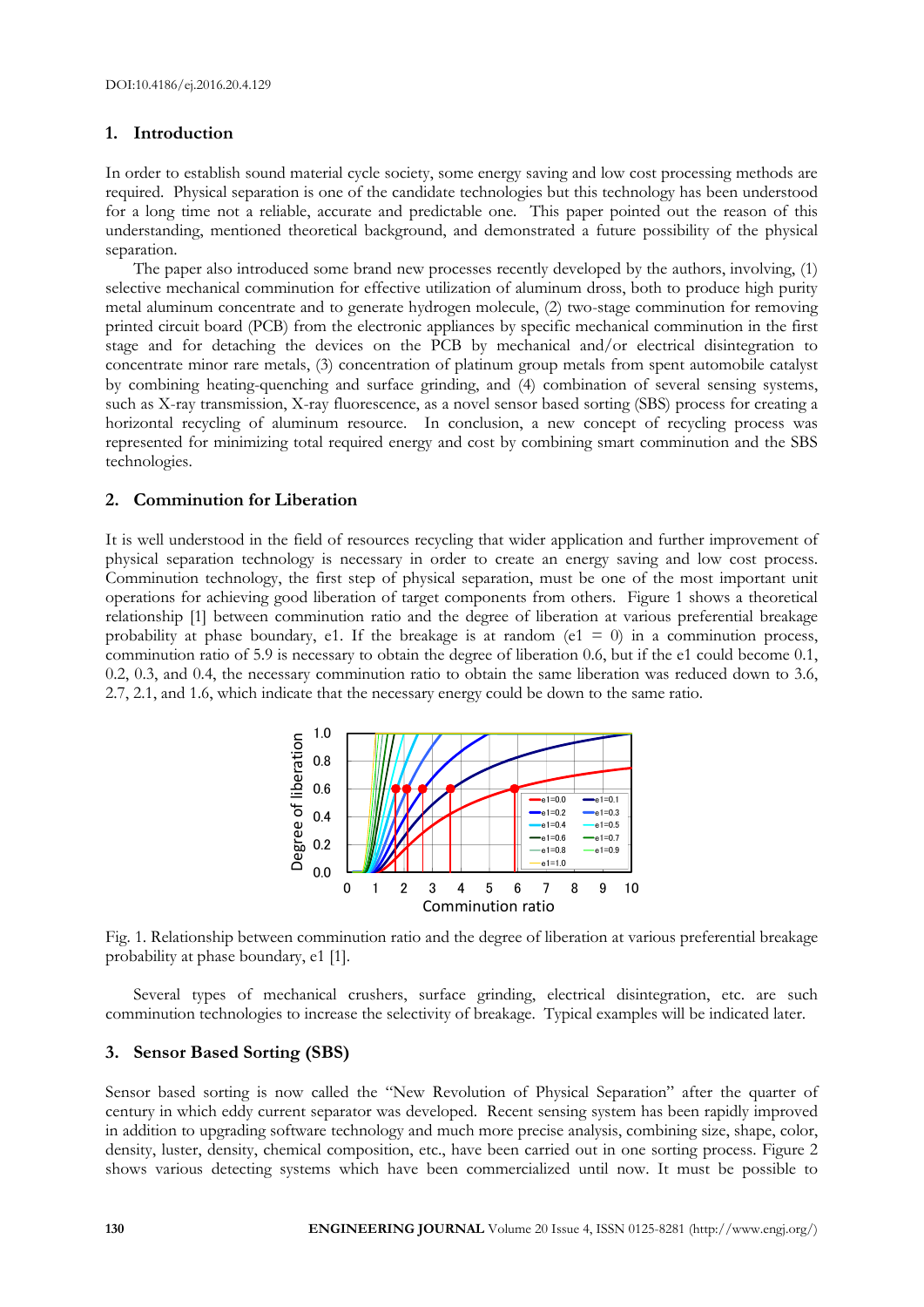## 1. Introduction

In order to establish sound material cycle society, some energy saving and low cost processing methods are required. Physical separation is one of the candidate technologies but this technology has been understood for a long time not a reliable, accurate and predictable one. This paper pointed out the reason of this understanding, mentioned theoretical background, and demonstrated a future possibility of the physical separation.

The paper also introduced some brand new processes recently developed by the authors, involving, (1) selective mechanical comminution for effective utilization of aluminum dross, both to produce high purity metal aluminum concentrate and to generate hydrogen molecule, (2) two-stage comminution for removing printed circuit board (PCB) from the electronic appliances by specific mechanical comminution in the first stage and for detaching the devices on the PCB by mechanical and/or electrical disintegration to concentrate minor rare metals, (3) concentration of platinum group metals from spent automobile catalyst by combining heating-quenching and surface grinding, and (4) combination of several sensing systems, such as X-ray transmission, X-ray fluorescence, as a novel sensor based sorting (SBS) process for creating a horizontal recycling of aluminum resource. In conclusion, a new concept of recycling process was represented for minimizing total required energy and cost by combining smart comminution and the SBS technologies.

## 2. Comminution for Liberation

It is well understood in the field of resources recycling that wider application and further improvement of physical separation technology is necessary in order to create an energy saving and low cost process. Comminution technology, the first step of physical separation, must be one of the most important unit operations for achieving good liberation of target components from others. Figure 1 shows a theoretical relationship [1] between comminution ratio and the degree of liberation at various preferential breakage probability at phase boundary, e1. If the breakage is at random (e1 = 0) in a comminution process, comminution ratio of 5.9 is necessary to obtain the degree of liberation 0.6, but if the e1 could become 0.1, 0.2, 0.3, and 0.4, the necessary comminution ratio to obtain the same liberation was reduced down to 3.6, 2.7, 2.1, and 1.6, which indicate that the necessary energy could be down to the same ratio.

Fig. 1. Relationship between comminution ratio and the degree of liberation at various preferential breakage probability at phase boundary, e1 [1].

Several types of mechanical crushers, surface grinding, electrical disintegration, etc. are such comminution technologies to increase the selectivity of breakage. Typical examples will be indicated later.

## 3. Sensor Based Sorting (SBS)

Sensor based sorting is now called the "New Revolution of Physical Separation" after the quarter of century in which eddy current separator was developed. Recent sensing system has been rapidly improved in addition to upgrading software technology and much more precise analysis, combining size, shape, color, density, luster, density, chemical composition, etc., have been carried out in one sorting process. Figure 2 shows various detecting systems which have been commercialized until now. It must be possible to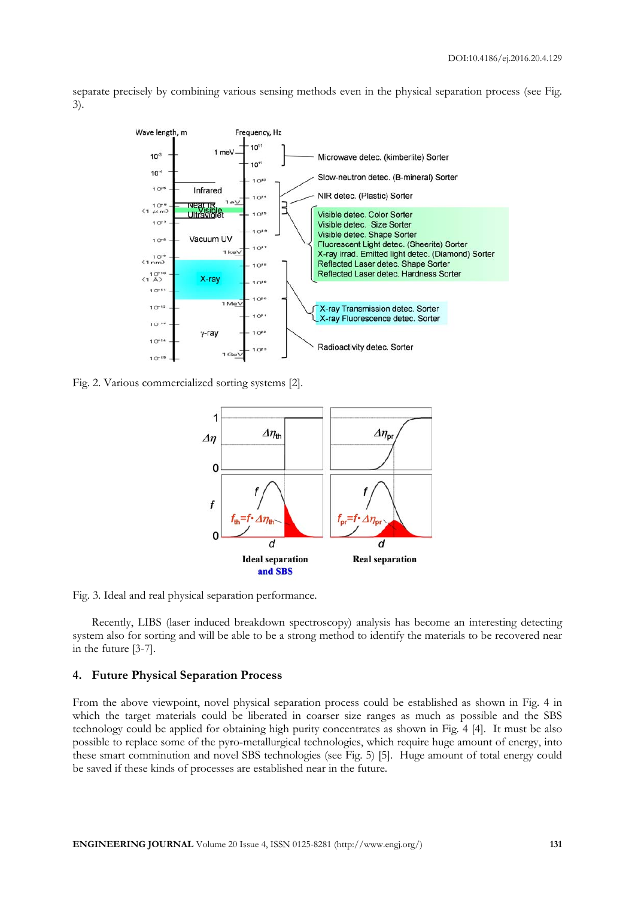separate precisely by combining various sensing methods even in the physical separation process (see Fig. 3).

Fig. 2. Various commercialized sorting systems [2].

Fig. 3. Ideal and real physical separation performance.

Recently, LIBS (laser induced breakdown spectroscopy) analysis has become an interesting detecting system also for sorting and will be able to be a strong method to identify the materials to be recovered near in the future [3-7].

## 4. Future Physical Separation Process

From the above viewpoint, novel physical separation process could be established as shown in Fig. 4 in which the target materials could be liberated in coarser size ranges as much as possible and the SBS technology could be applied for obtaining high purity concentrates as shown in Fig. 4 [4]. It must be also possible to replace some of the pyro-metallurgical technologies, which require huge amount of energy, into these smart comminution and novel SBS technologies (see Fig. 5) [5]. Huge amount of total energy could be saved if these kinds of processes are established near in the future.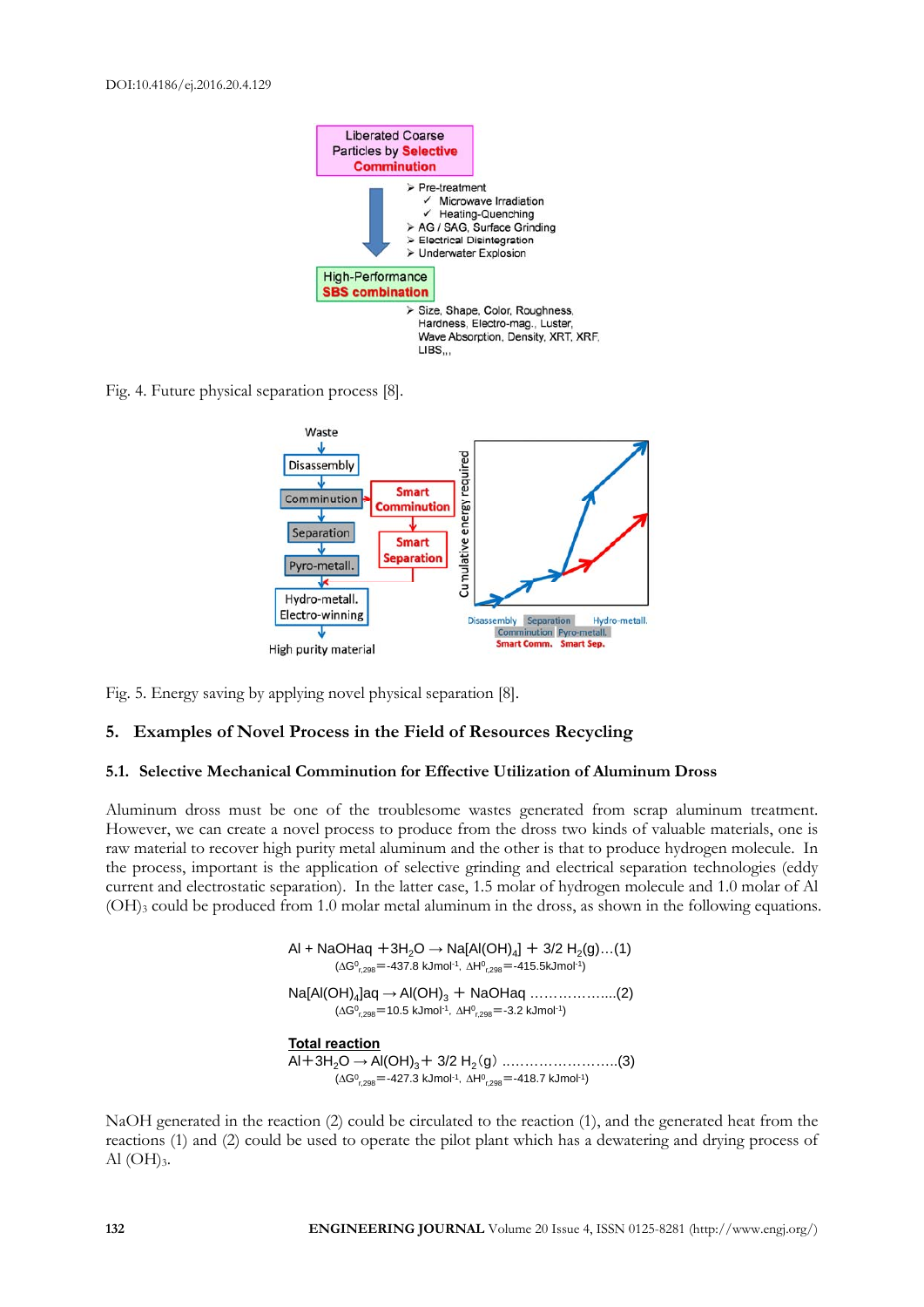Fig. 4. Future physical separation process [8].

Fig. 5. Energy saving by applying novel physical separation [8].

## 5. Examples of Novel Process in the Field of Resources Recycling

### 5.1. Selective Mechanical Comminution for Effective Utilization of Aluminum Dross

Aluminum dross must be one of the troublesome wastes generated from scrap aluminum treatment. However, we can create a novel process to produce from the dross two kinds of valuable materials, one is raw material to recover high purity metal aluminum and the other is that to produce hydrogen molecule. In the process, important is the application of selective grinding and electrical separation technologies (eddy current and electrostatic separation). In the latter case, 1.5 molar of hydrogen molecule and 1.0 molar of Al $(OH)_3$ could be produced from 1.0 molar metal aluminum in the dross, as shown in the following equations.

$$Al + NaOHaq + 3H_2O \rightarrow Na[Al(OH)_4] + 3/2\ H_2(g) \quad \ldots(1)$$

$$(\Delta G^0_{r,298} = -437.8\ kJmol^{-1},\ \Delta H^0_{r,298} = -415.5 kJmol^{-1})$$

$$Na[Al(OH)_4]aq \rightarrow Al(OH)_3 + NaOHaq \quad \ldots\ldots\ldots\ldots\ldots\ldots(2)$$

$$(\Delta G^0_{r,298} = 10.5\ kJmol^{-1},\ \Delta H^0_{r,298} = -3.2\ kJmol^{-1})$$

**Total reaction**

$$Al + 3H_2O \rightarrow Al(OH)_3 + 3/2\ H_2(g) \quad \ldots\ldots\ldots\ldots\ldots\ldots\ldots\ldots(3)$$

$$(\Delta G^0_{r,298} = -427.3\ kJmol^{-1},\ \Delta H^0_{r,298} = -418.7\ kJmol^{-1})$$

NaOH generated in the reaction (2) could be circulated to the reaction (1), and the generated heat from the reactions (1) and (2) could be used to operate the pilot plant which has a dewatering and drying process of Al $(OH)_3$.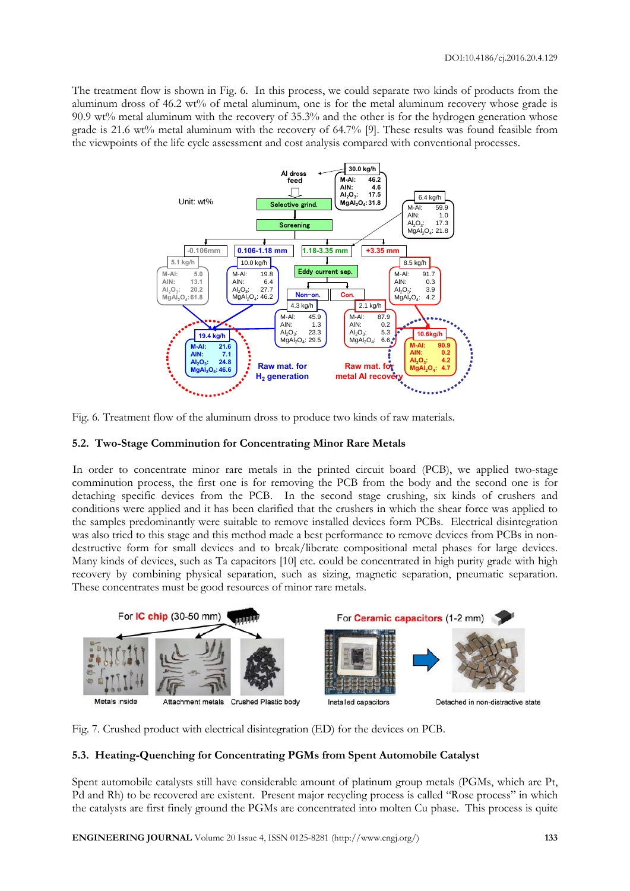The treatment flow is shown in Fig. 6. In this process, we could separate two kinds of products from the aluminum dross of 46.2 wt% of metal aluminum, one is for the metal aluminum recovery whose grade is 90.9 wt% metal aluminum with the recovery of 35.3% and the other is for the hydrogen generation whose grade is 21.6 wt% metal aluminum with the recovery of 64.7% [9]. These results was found feasible from the viewpoints of the life cycle assessment and cost analysis compared with conventional processes.

Fig. 6. Treatment flow of the aluminum dross to produce two kinds of raw materials.

### 5.2. Two-Stage Comminution for Concentrating Minor Rare Metals

In order to concentrate minor rare metals in the printed circuit board (PCB), we applied two-stage comminution process, the first one is for removing the PCB from the body and the second one is for detaching specific devices from the PCB. In the second stage crushing, six kinds of crushers and conditions were applied and it has been clarified that the crushers in which the shear force was applied to the samples predominantly were suitable to remove installed devices form PCBs. Electrical disintegration was also tried to this stage and this method made a best performance to remove devices from PCBs in non-destructive form for small devices and to break/liberate compositional metal phases for large devices. Many kinds of devices, such as Ta capacitors [10] etc. could be concentrated in high purity grade with high recovery by combining physical separation, such as sizing, magnetic separation, pneumatic separation. These concentrates must be good resources of minor rare metals.

Fig. 7. Crushed product with electrical disintegration (ED) for the devices on PCB.

### 5.3. Heating-Quenching for Concentrating PGMs from Spent Automobile Catalyst

Spent automobile catalysts still have considerable amount of platinum group metals (PGMs, which are Pt, Pd and Rh) to be recovered are existent. Present major recycling process is called "Rose process" in which the catalysts are first finely ground the PGMs are concentrated into molten Cu phase. This process is quite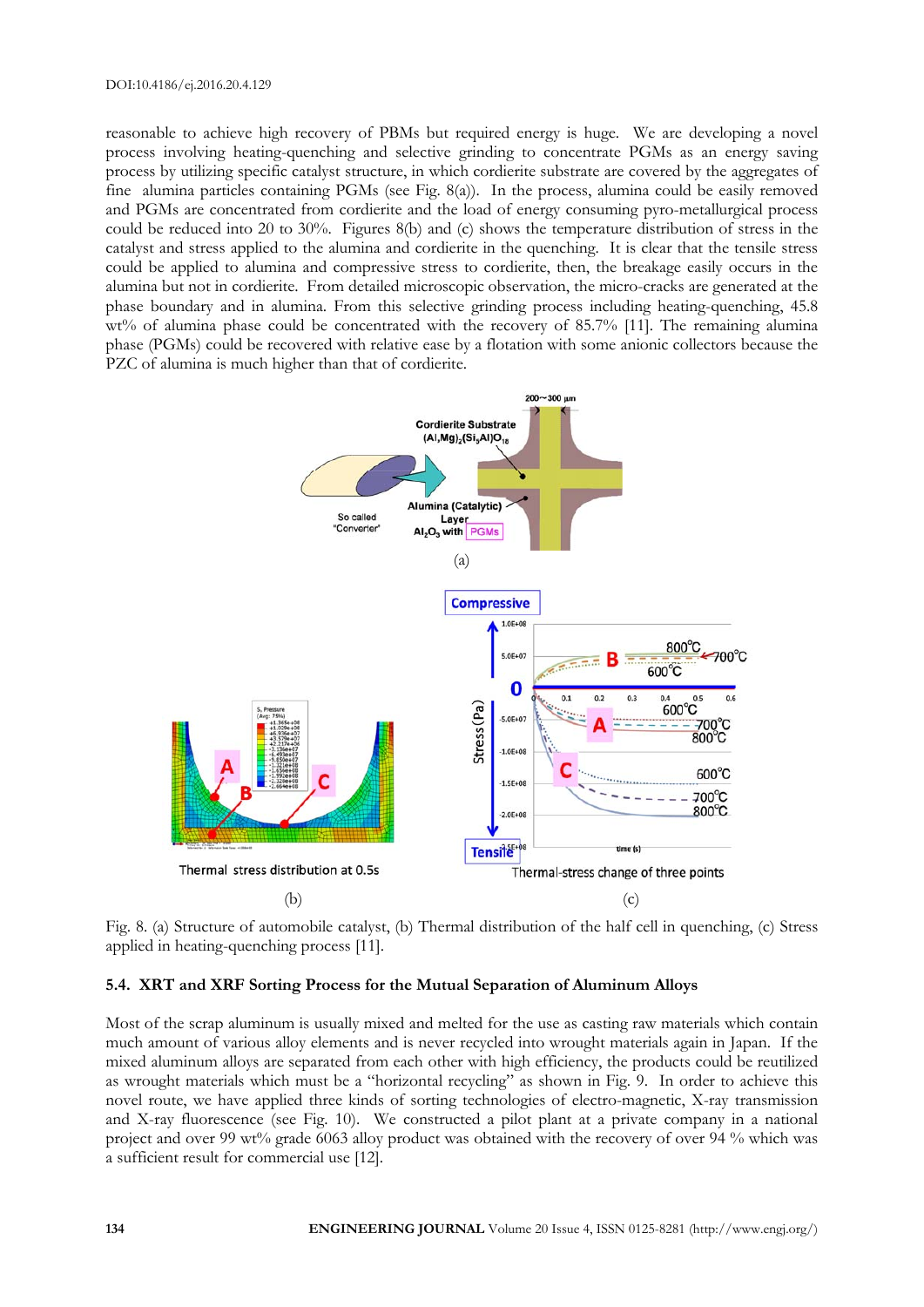reasonable to achieve high recovery of PBMs but required energy is huge. We are developing a novel process involving heating-quenching and selective grinding to concentrate PGMs as an energy saving process by utilizing specific catalyst structure, in which cordierite substrate are covered by the aggregates of fine alumina particles containing PGMs (see Fig. 8(a)). In the process, alumina could be easily removed and PGMs are concentrated from cordierite and the load of energy consuming pyro-metallurgical process could be reduced into 20 to 30%. Figures 8(b) and (c) shows the temperature distribution of stress in the catalyst and stress applied to the alumina and cordierite in the quenching. It is clear that the tensile stress could be applied to alumina and compressive stress to cordierite, then, the breakage easily occurs in the alumina but not in cordierite. From detailed microscopic observation, the micro-cracks are generated at the phase boundary and in alumina. From this selective grinding process including heating-quenching, 45.8 wt% of alumina phase could be concentrated with the recovery of 85.7% [11]. The remaining alumina phase (PGMs) could be recovered with relative ease by a flotation with some anionic collectors because the PZC of alumina is much higher than that of cordierite.

Fig. 8. (a) Structure of automobile catalyst, (b) Thermal distribution of the half cell in quenching, (c) Stress applied in heating-quenching process [11].

### 5.4. XRT and XRF Sorting Process for the Mutual Separation of Aluminum Alloys

Most of the scrap aluminum is usually mixed and melted for the use as casting raw materials which contain much amount of various alloy elements and is never recycled into wrought materials again in Japan. If the mixed aluminum alloys are separated from each other with high efficiency, the products could be reutilized as wrought materials which must be a "horizontal recycling" as shown in Fig. 9. In order to achieve this novel route, we have applied three kinds of sorting technologies of electro-magnetic, X-ray transmission and X-ray fluorescence (see Fig. 10). We constructed a pilot plant at a private company in a national project and over 99 wt% grade 6063 alloy product was obtained with the recovery of over 94 % which was a sufficient result for commercial use [12].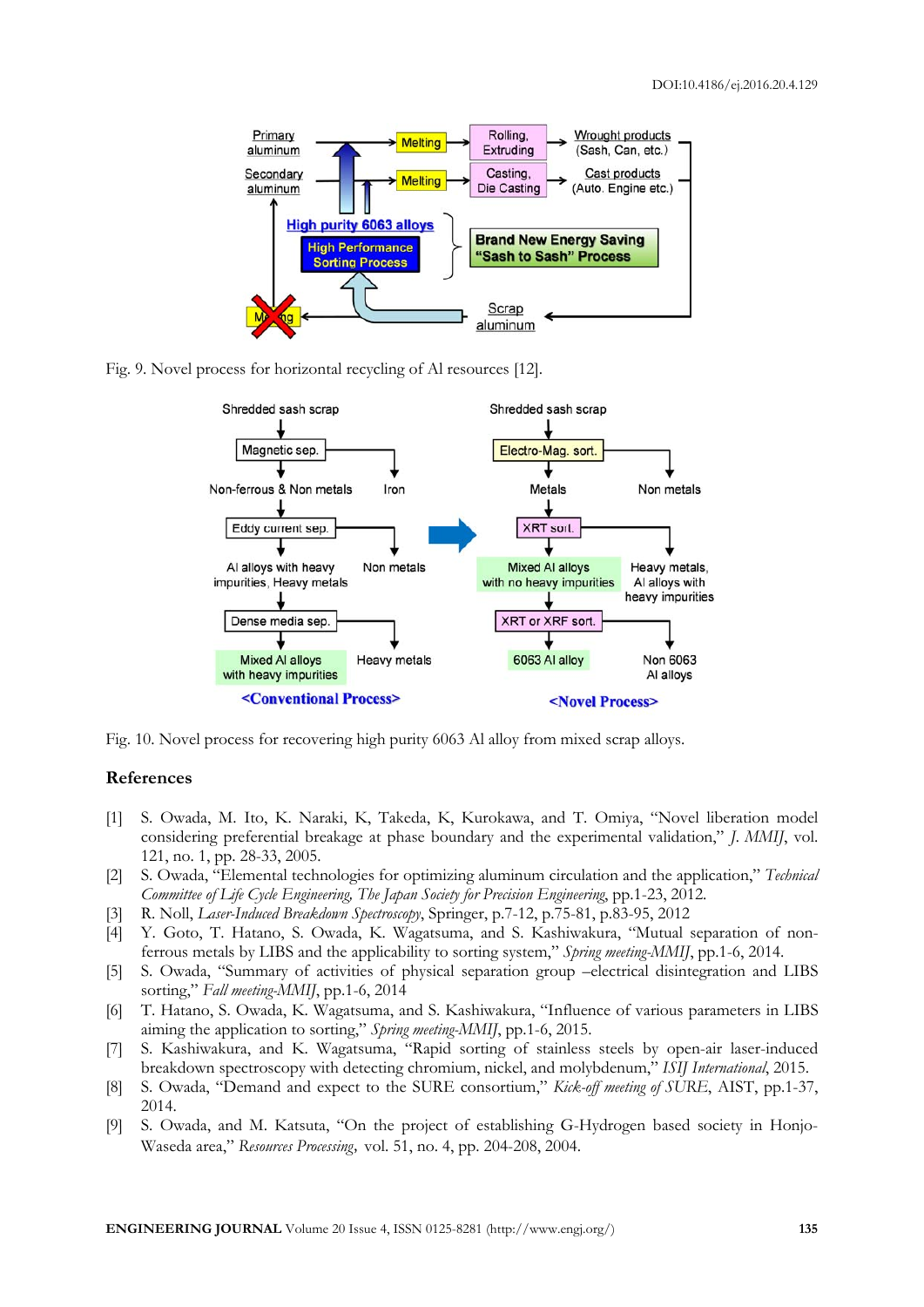Fig. 9. Novel process for horizontal recycling of Al resources [12].

Fig. 10. Novel process for recovering high purity 6063 Al alloy from mixed scrap alloys.

## References

[1] S. Owada, M. Ito, K. Naraki, K, Takeda, K, Kurokawa, and T. Omiya, "Novel liberation model considering preferential breakage at phase boundary and the experimental validation," *J. MMIJ*, vol. 121, no. 1, pp. 28-33, 2005.

[2] S. Owada, "Elemental technologies for optimizing aluminum circulation and the application," *Technical Committee of Life Cycle Engineering, The Japan Society for Precision Engineering*, pp.1-23, 2012.

[3] R. Noll, *Laser-Induced Breakdown Spectroscopy*, Springer, p.7-12, p.75-81, p.83-95, 2012

[4] Y. Goto, T. Hatano, S. Owada, K. Wagatsuma, and S. Kashiwakura, "Mutual separation of non-ferrous metals by LIBS and the applicability to sorting system," *Spring meeting-MMIJ*, pp.1-6, 2014.

[5] S. Owada, "Summary of activities of physical separation group –electrical disintegration and LIBS sorting," *Fall meeting-MMIJ*, pp.1-6, 2014

[6] T. Hatano, S. Owada, K. Wagatsuma, and S. Kashiwakura, "Influence of various parameters in LIBS aiming the application to sorting," *Spring meeting-MMIJ*, pp.1-6, 2015.

[7] S. Kashiwakura, and K. Wagatsuma, "Rapid sorting of stainless steels by open-air laser-induced breakdown spectroscopy with detecting chromium, nickel, and molybdenum," *ISIJ International*, 2015.

[8] S. Owada, "Demand and expect to the SURE consortium," *Kick-off meeting of SURE*, AIST, pp.1-37, 2014.

[9] S. Owada, and M. Katsuta, "On the project of establishing G-Hydrogen based society in Honjo-Waseda area," *Resources Processing*, vol. 51, no. 4, pp. 204-208, 2004.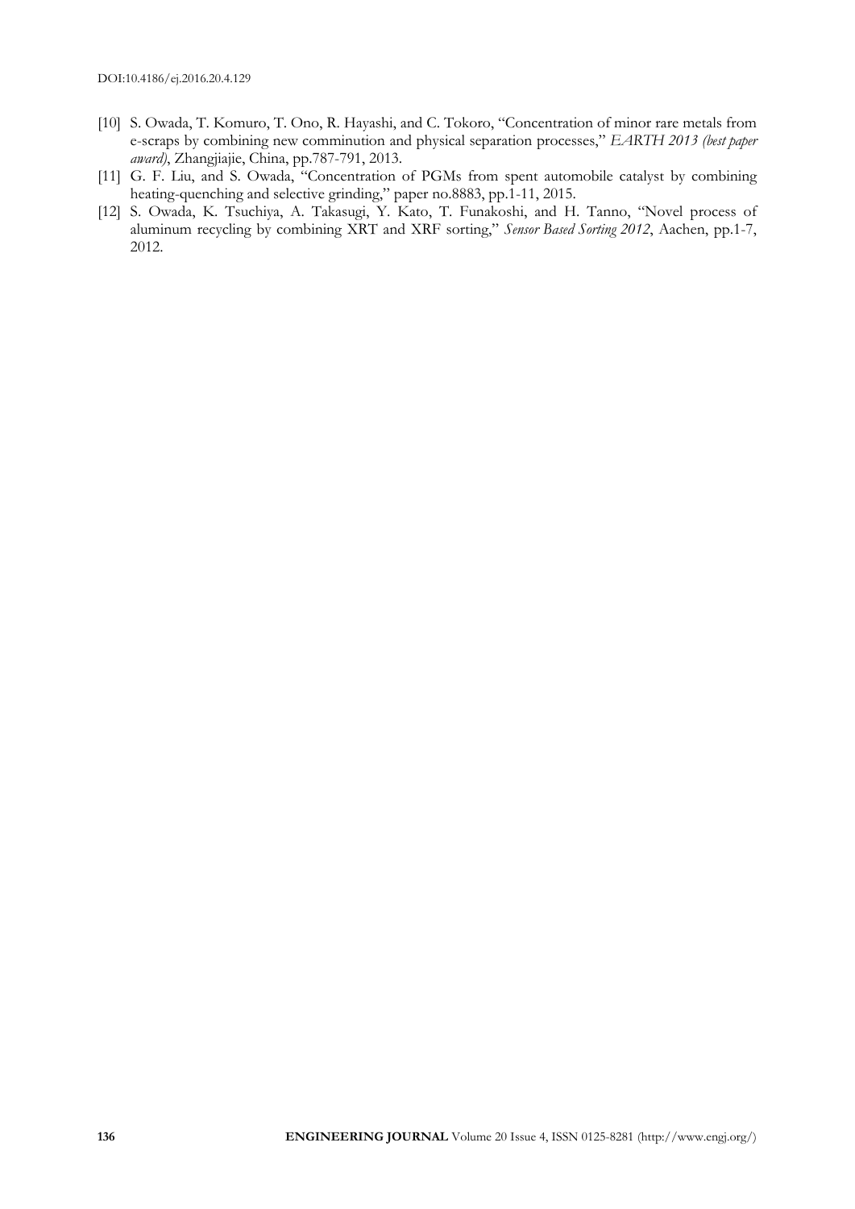[10] S. Owada, T. Komuro, T. Ono, R. Hayashi, and C. Tokoro, "Concentration of minor rare metals from e-scraps by combining new comminution and physical separation processes," *EARTH 2013 (best paper award)*, Zhangjiajie, China, pp.787-791, 2013.

[11] G. F. Liu, and S. Owada, "Concentration of PGMs from spent automobile catalyst by combining heating-quenching and selective grinding," paper no.8883, pp.1-11, 2015.

[12] S. Owada, K. Tsuchiya, A. Takasugi, Y. Kato, T. Funakoshi, and H. Tanno, "Novel process of aluminum recycling by combining XRT and XRF sorting," *Sensor Based Sorting 2012*, Aachen, pp.1-7, 2012.